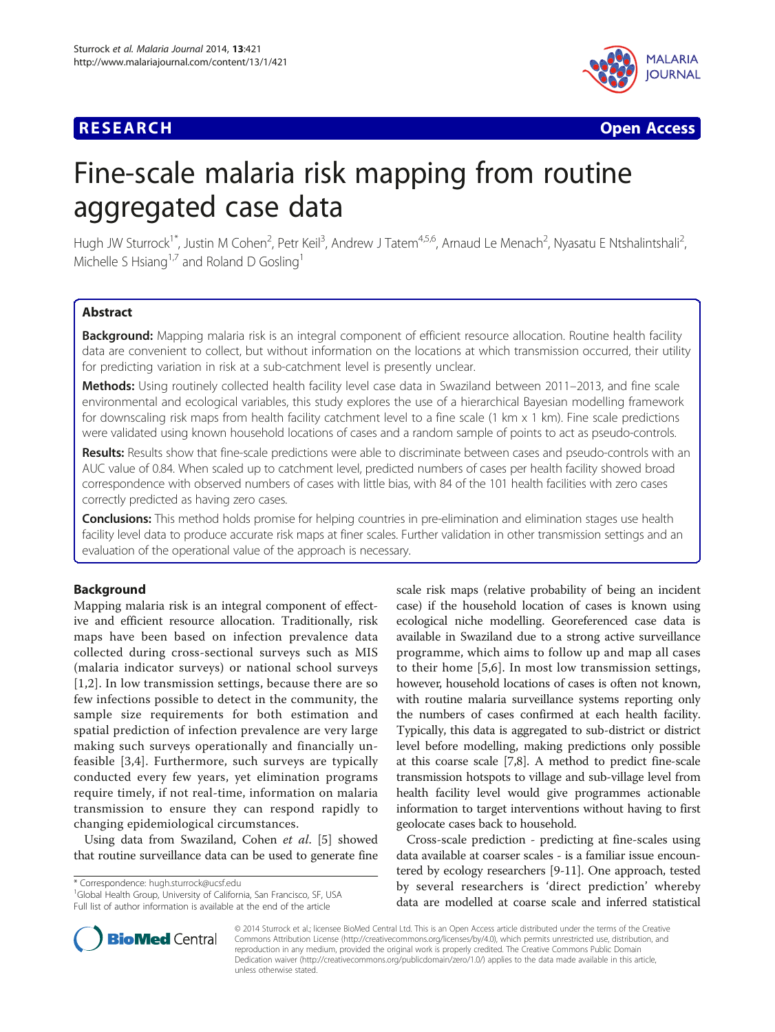**RESEARCH** **Open Access**

# Fine-scale malaria risk mapping from routine aggregated case data

Hugh JW Sturrock[1*], Justin M Cohen[2], Petr Keil[3], Andrew J Tatem[4,5,6], Arnaud Le Menach[2], Nyasatu E Ntshalintshali[2], Michelle S Hsiang[1,7] and Roland D Gosling[1]

## Abstract

**Background:** Mapping malaria risk is an integral component of efficient resource allocation. Routine health facility data are convenient to collect, but without information on the locations at which transmission occurred, their utility for predicting variation in risk at a sub-catchment level is presently unclear.

**Methods:** Using routinely collected health facility level case data in Swaziland between 2011–2013, and fine scale environmental and ecological variables, this study explores the use of a hierarchical Bayesian modelling framework for downscaling risk maps from health facility catchment level to a fine scale (1 km x 1 km). Fine scale predictions were validated using known household locations of cases and a random sample of points to act as pseudo-controls.

**Results:** Results show that fine-scale predictions were able to discriminate between cases and pseudo-controls with an AUC value of 0.84. When scaled up to catchment level, predicted numbers of cases per health facility showed broad correspondence with observed numbers of cases with little bias, with 84 of the 101 health facilities with zero cases correctly predicted as having zero cases.

**Conclusions:** This method holds promise for helping countries in pre-elimination and elimination stages use health facility level data to produce accurate risk maps at finer scales. Further validation in other transmission settings and an evaluation of the operational value of the approach is necessary.

## Background

Mapping malaria risk is an integral component of effective and efficient resource allocation. Traditionally, risk maps have been based on infection prevalence data collected during cross-sectional surveys such as MIS (malaria indicator surveys) or national school surveys [1,2]. In low transmission settings, because there are so few infections possible to detect in the community, the sample size requirements for both estimation and spatial prediction of infection prevalence are very large making such surveys operationally and financially unfeasible [3,4]. Furthermore, such surveys are typically conducted every few years, yet elimination programs require timely, if not real-time, information on malaria transmission to ensure they can respond rapidly to changing epidemiological circumstances.

Using data from Swaziland, Cohen *et al*. [5] showed that routine surveillance data can be used to generate fine scale risk maps (relative probability of being an incident case) if the household location of cases is known using ecological niche modelling. Georeferenced case data is available in Swaziland due to a strong active surveillance programme, which aims to follow up and map all cases to their home [5,6]. In most low transmission settings, however, household locations of cases is often not known, with routine malaria surveillance systems reporting only the numbers of cases confirmed at each health facility. Typically, this data is aggregated to sub-district or district level before modelling, making predictions only possible at this coarse scale [7,8]. A method to predict fine-scale transmission hotspots to village and sub-village level from health facility level data would give programmes actionable information to target interventions without having to first geolocate cases back to household.

Cross-scale prediction - predicting at fine-scales using data available at coarser scales - is a familiar issue encountered by ecology researchers [9-11]. One approach, tested by several researchers is 'direct prediction' whereby data are modelled at coarse scale and inferred statistical

\* Correspondence: hugh.sturrock@ucsf.edu
[1]Global Health Group, University of California, San Francisco, SF, USA
Full list of author information is available at the end of the article

© 2014 Sturrock et al.; licensee BioMed Central Ltd. This is an Open Access article distributed under the terms of the Creative Commons Attribution License (http://creativecommons.org/licenses/by/4.0), which permits unrestricted use, distribution, and reproduction in any medium, provided the original work is properly credited. The Creative Commons Public Domain Dedication waiver (http://creativecommons.org/publicdomain/zero/1.0/) applies to the data made available in this article, unless otherwise stated.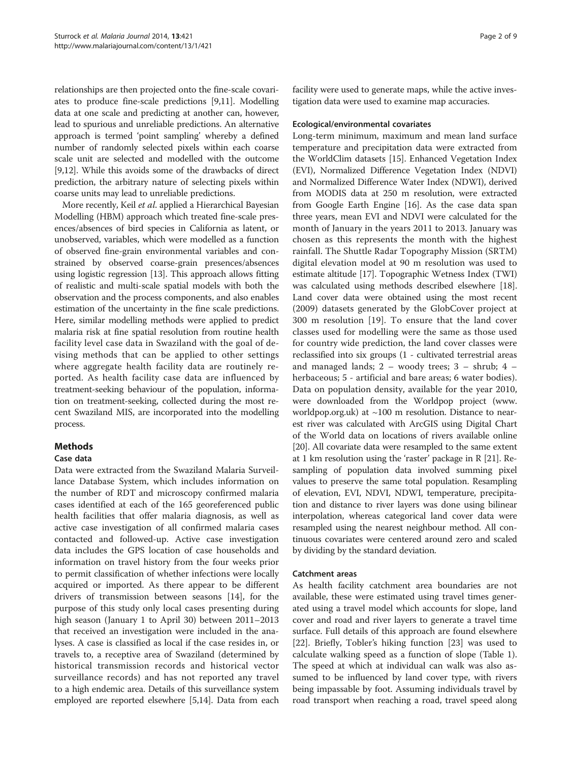relationships are then projected onto the fine-scale covariates to produce fine-scale predictions [9,11]. Modelling data at one scale and predicting at another can, however, lead to spurious and unreliable predictions. An alternative approach is termed 'point sampling' whereby a defined number of randomly selected pixels within each coarse scale unit are selected and modelled with the outcome [9,12]. While this avoids some of the drawbacks of direct prediction, the arbitrary nature of selecting pixels within coarse units may lead to unreliable predictions.

More recently, Keil *et al*. applied a Hierarchical Bayesian Modelling (HBM) approach which treated fine-scale presences/absences of bird species in California as latent, or unobserved, variables, which were modelled as a function of observed fine-grain environmental variables and constrained by observed coarse-grain presences/absences using logistic regression [13]. This approach allows fitting of realistic and multi-scale spatial models with both the observation and the process components, and also enables estimation of the uncertainty in the fine scale predictions. Here, similar modelling methods were applied to predict malaria risk at fine spatial resolution from routine health facility level case data in Swaziland with the goal of devising methods that can be applied to other settings where aggregate health facility data are routinely reported. As health facility case data are influenced by treatment-seeking behaviour of the population, information on treatment-seeking, collected during the most recent Swaziland MIS, are incorporated into the modelling process.

## Methods

### Case data

Data were extracted from the Swaziland Malaria Surveillance Database System, which includes information on the number of RDT and microscopy confirmed malaria cases identified at each of the 165 georeferenced public health facilities that offer malaria diagnosis, as well as active case investigation of all confirmed malaria cases contacted and followed-up. Active case investigation data includes the GPS location of case households and information on travel history from the four weeks prior to permit classification of whether infections were locally acquired or imported. As there appear to be different drivers of transmission between seasons [14], for the purpose of this study only local cases presenting during high season (January 1 to April 30) between 2011–2013 that received an investigation were included in the analyses. A case is classified as local if the case resides in, or travels to, a receptive area of Swaziland (determined by historical transmission records and historical vector surveillance records) and has not reported any travel to a high endemic area. Details of this surveillance system employed are reported elsewhere [5,14]. Data from each facility were used to generate maps, while the active investigation data were used to examine map accuracies.

### Ecological/environmental covariates

Long-term minimum, maximum and mean land surface temperature and precipitation data were extracted from the WorldClim datasets [15]. Enhanced Vegetation Index (EVI), Normalized Difference Vegetation Index (NDVI) and Normalized Difference Water Index (NDWI), derived from MODIS data at 250 m resolution, were extracted from Google Earth Engine [16]. As the case data span three years, mean EVI and NDVI were calculated for the month of January in the years 2011 to 2013. January was chosen as this represents the month with the highest rainfall. The Shuttle Radar Topography Mission (SRTM) digital elevation model at 90 m resolution was used to estimate altitude [17]. Topographic Wetness Index (TWI) was calculated using methods described elsewhere [18]. Land cover data were obtained using the most recent (2009) datasets generated by the GlobCover project at 300 m resolution [19]. To ensure that the land cover classes used for modelling were the same as those used for country wide prediction, the land cover classes were reclassified into six groups (1 - cultivated terrestrial areas and managed lands; 2 – woody trees; 3 – shrub; 4 – herbaceous; 5 - artificial and bare areas; 6 water bodies). Data on population density, available for the year 2010, were downloaded from the Worldpop project (www.worldpop.org.uk) at ~100 m resolution. Distance to nearest river was calculated with ArcGIS using Digital Chart of the World data on locations of rivers available online [20]. All covariate data were resampled to the same extent at 1 km resolution using the 'raster' package in R [21]. Resampling of population data involved summing pixel values to preserve the same total population. Resampling of elevation, EVI, NDVI, NDWI, temperature, precipitation and distance to river layers was done using bilinear interpolation, whereas categorical land cover data were resampled using the nearest neighbour method. All continuous covariates were centered around zero and scaled by dividing by the standard deviation.

### Catchment areas

As health facility catchment area boundaries are not available, these were estimated using travel times generated using a travel model which accounts for slope, land cover and road and river layers to generate a travel time surface. Full details of this approach are found elsewhere [22]. Briefly, Tobler's hiking function [23] was used to calculate walking speed as a function of slope (Table 1). The speed at which at individual can walk was also assumed to be influenced by land cover type, with rivers being impassable by foot. Assuming individuals travel by road transport when reaching a road, travel speed along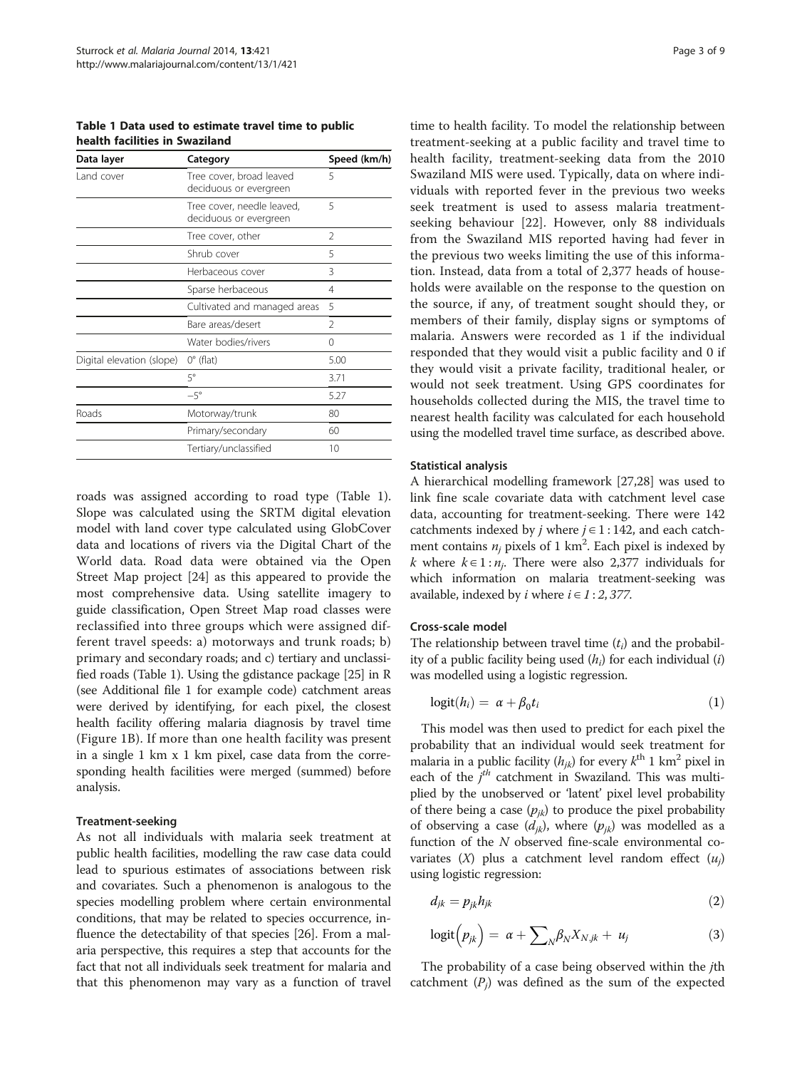**Table 1 Data used to estimate travel time to public health facilities in Swaziland**

| Data layer | Category | Speed (km/h) |
|---|---|---|
| Land cover | Tree cover, broad leaved deciduous or evergreen | 5 |
| | Tree cover, needle leaved, deciduous or evergreen | 5 |
| | Tree cover, other | 2 |
| | Shrub cover | 5 |
| | Herbaceous cover | 3 |
| | Sparse herbaceous | 4 |
| | Cultivated and managed areas | 5 |
| | Bare areas/desert | 2 |
| | Water bodies/rivers | 0 |
| Digital elevation (slope) | 0° (flat) | 5.00 |
| | 5° | 3.71 |
| | −5° | 5.27 |
| Roads | Motorway/trunk | 80 |
| | Primary/secondary | 60 |
| | Tertiary/unclassified | 10 |

roads was assigned according to road type (Table 1). Slope was calculated using the SRTM digital elevation model with land cover type calculated using GlobCover data and locations of rivers via the Digital Chart of the World data. Road data were obtained via the Open Street Map project [24] as this appeared to provide the most comprehensive data. Using satellite imagery to guide classification, Open Street Map road classes were reclassified into three groups which were assigned different travel speeds: a) motorways and trunk roads; b) primary and secondary roads; and c) tertiary and unclassified roads (Table 1). Using the gdistance package [25] in R (see Additional file 1 for example code) catchment areas were derived by identifying, for each pixel, the closest health facility offering malaria diagnosis by travel time (Figure 1B). If more than one health facility was present in a single 1 km x 1 km pixel, case data from the corresponding health facilities were merged (summed) before analysis.

### Treatment-seeking

As not all individuals with malaria seek treatment at public health facilities, modelling the raw case data could lead to spurious estimates of associations between risk and covariates. Such a phenomenon is analogous to the species modelling problem where certain environmental conditions, that may be related to species occurrence, influence the detectability of that species [26]. From a malaria perspective, this requires a step that accounts for the fact that not all individuals seek treatment for malaria and that this phenomenon may vary as a function of travel time to health facility. To model the relationship between treatment-seeking at a public facility and travel time to health facility, treatment-seeking data from the 2010 Swaziland MIS were used. Typically, data on where individuals with reported fever in the previous two weeks seek treatment is used to assess malaria treatment-seeking behaviour [22]. However, only 88 individuals from the Swaziland MIS reported having had fever in the previous two weeks limiting the use of this information. Instead, data from a total of 2,377 heads of households were available on the response to the question on the source, if any, of treatment sought should they, or members of their family, display signs or symptoms of malaria. Answers were recorded as 1 if the individual responded that they would visit a public facility and 0 if they would visit a private facility, traditional healer, or would not seek treatment. Using GPS coordinates for households collected during the MIS, the travel time to nearest health facility was calculated for each household using the modelled travel time surface, as described above.

### Statistical analysis

A hierarchical modelling framework [27,28] was used to link fine scale covariate data with catchment level case data, accounting for treatment-seeking. There were 142 catchments indexed by $j$ where $j \in 1:142$, and each catchment contains $n_j$ pixels of 1 km$^2$. Each pixel is indexed by $k$ where $k \in 1:n_j$. There were also 2,377 individuals for which information on malaria treatment-seeking was available, indexed by $i$ where $i \in 1:2,377$.

### Cross-scale model

The relationship between travel time ($t_i$) and the probability of a public facility being used ($h_i$) for each individual ($i$) was modelled using a logistic regression.

$$\mathrm{logit}(h_i) = \alpha + \beta_0 t_i \tag{1}$$

This model was then used to predict for each pixel the probability that an individual would seek treatment for malaria in a public facility ($h_{jk}$) for every $k^{th}$ 1 km$^2$ pixel in each of the $j^{th}$ catchment in Swaziland. This was multiplied by the unobserved or 'latent' pixel level probability of there being a case ($p_{jk}$) to produce the pixel probability of observing a case ($d_{jk}$), where ($p_{jk}$) was modelled as a function of the $N$ observed fine-scale environmental covariates ($X$) plus a catchment level random effect ($u_j$) using logistic regression:

$$d_{jk} = p_{jk} h_{jk} \tag{2}$$

$$\mathrm{logit}\left(p_{jk}\right) = \alpha + \sum\nolimits_N \beta_N X_{N,jk} + u_j \tag{3}$$

The probability of a case being observed within the $j$th catchment ($P_j$) was defined as the sum of the expected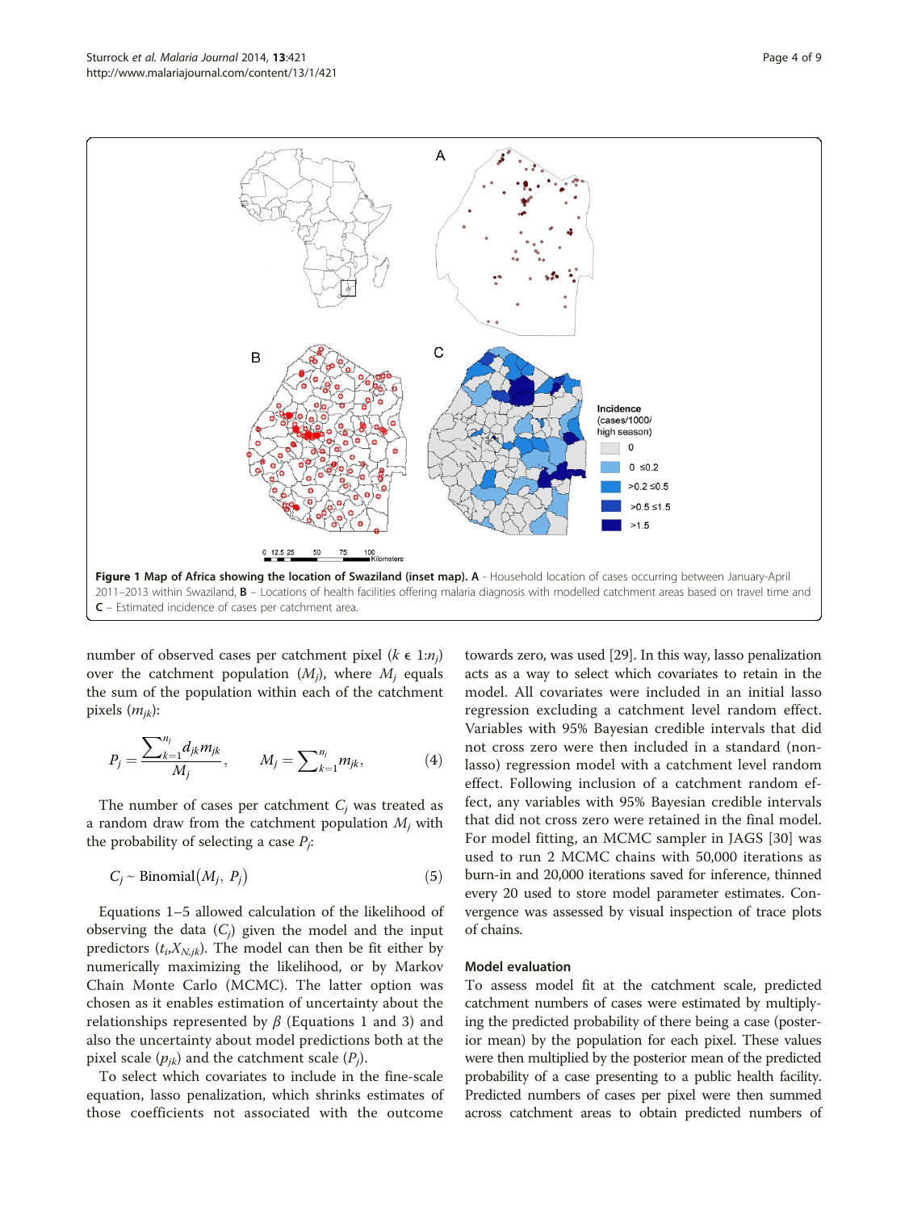**Figure 1 Map of Africa showing the location of Swaziland (inset map). A** - Household location of cases occurring between January-April 2011–2013 within Swaziland, **B** – Locations of health facilities offering malaria diagnosis with modelled catchment areas based on travel time and **C** – Estimated incidence of cases per catchment area.

number of observed cases per catchment pixel ($k \in 1{:}n_j$) over the catchment population ($M_j$), where $M_j$ equals the sum of the population within each of the catchment pixels ($m_{jk}$):

$$P_j = \frac{\sum_{k=1}^{n_j} d_{jk} m_{jk}}{M_j}, \qquad M_j = \sum_{k=1}^{n_j} m_{jk}, \tag{4}$$

The number of cases per catchment $C_j$ was treated as a random draw from the catchment population $M_j$ with the probability of selecting a case $P_j$:

$$C_j \sim \text{Binomial}\left(M_j,\ P_j\right) \tag{5}$$

Equations 1–5 allowed calculation of the likelihood of observing the data ($C_j$) given the model and the input predictors ($t_i$,$X_{N,jk}$). The model can then be fit either by numerically maximizing the likelihood, or by Markov Chain Monte Carlo (MCMC). The latter option was chosen as it enables estimation of uncertainty about the relationships represented by $\beta$ (Equations 1 and 3) and also the uncertainty about model predictions both at the pixel scale ($p_{jk}$) and the catchment scale ($P_j$).

To select which covariates to include in the fine-scale equation, lasso penalization, which shrinks estimates of those coefficients not associated with the outcome towards zero, was used [29]. In this way, lasso penalization acts as a way to select which covariates to retain in the model. All covariates were included in an initial lasso regression excluding a catchment level random effect. Variables with 95% Bayesian credible intervals that did not cross zero were then included in a standard (non-lasso) regression model with a catchment level random effect. Following inclusion of a catchment random effect, any variables with 95% Bayesian credible intervals that did not cross zero were retained in the final model. For model fitting, an MCMC sampler in JAGS [30] was used to run 2 MCMC chains with 50,000 iterations as burn-in and 20,000 iterations saved for inference, thinned every 20 used to store model parameter estimates. Convergence was assessed by visual inspection of trace plots of chains.

### Model evaluation

To assess model fit at the catchment scale, predicted catchment numbers of cases were estimated by multiplying the predicted probability of there being a case (posterior mean) by the population for each pixel. These values were then multiplied by the posterior mean of the predicted probability of a case presenting to a public health facility. Predicted numbers of cases per pixel were then summed across catchment areas to obtain predicted numbers of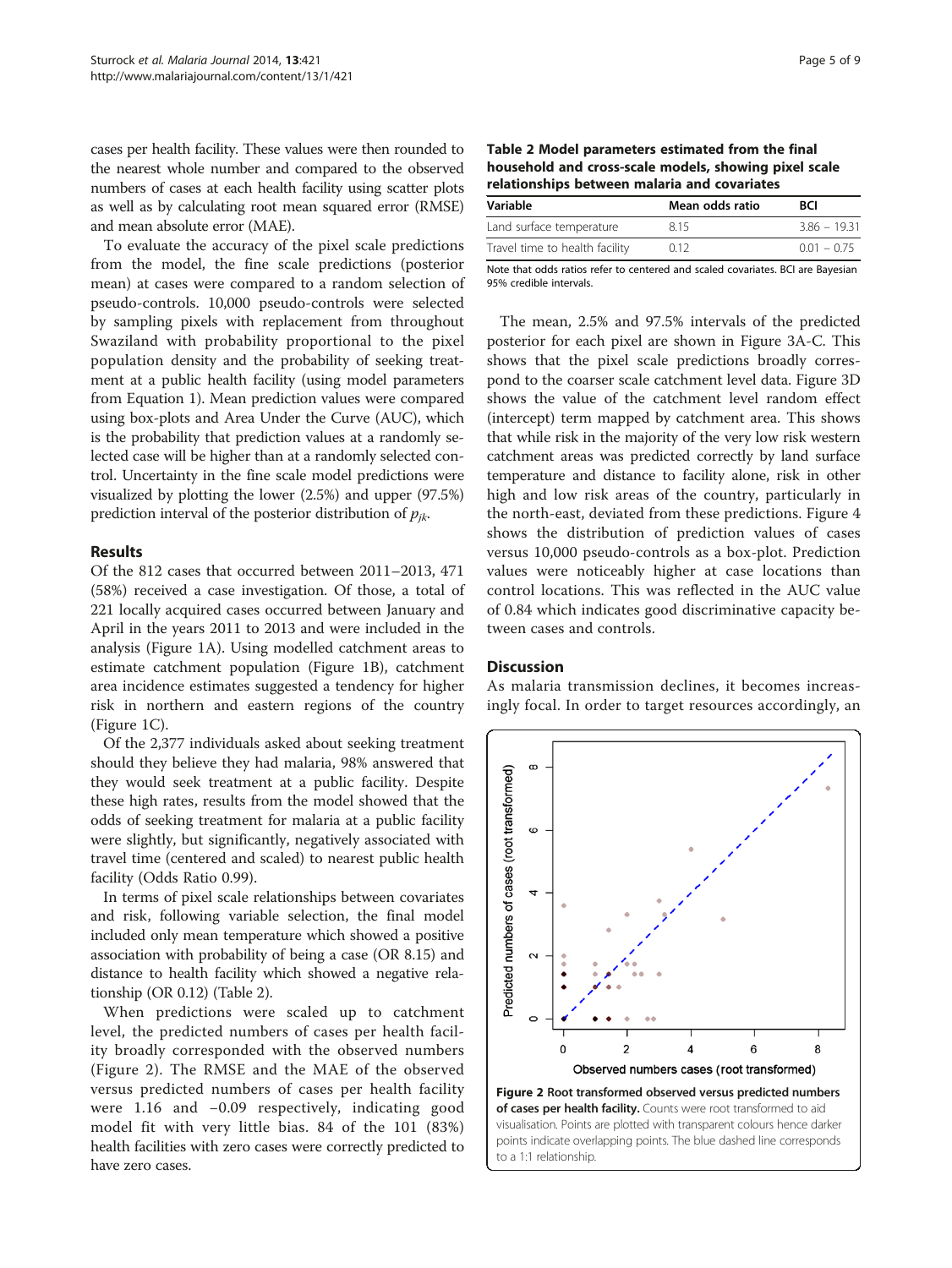cases per health facility. These values were then rounded to the nearest whole number and compared to the observed numbers of cases at each health facility using scatter plots as well as by calculating root mean squared error (RMSE) and mean absolute error (MAE).

To evaluate the accuracy of the pixel scale predictions from the model, the fine scale predictions (posterior mean) at cases were compared to a random selection of pseudo-controls. 10,000 pseudo-controls were selected by sampling pixels with replacement from throughout Swaziland with probability proportional to the pixel population density and the probability of seeking treatment at a public health facility (using model parameters from Equation 1). Mean prediction values were compared using box-plots and Area Under the Curve (AUC), which is the probability that prediction values at a randomly selected case will be higher than at a randomly selected control. Uncertainty in the fine scale model predictions were visualized by plotting the lower (2.5%) and upper (97.5%) prediction interval of the posterior distribution of $p_{jk}$.

## Results

Of the 812 cases that occurred between 2011–2013, 471 (58%) received a case investigation. Of those, a total of 221 locally acquired cases occurred between January and April in the years 2011 to 2013 and were included in the analysis (Figure 1A). Using modelled catchment areas to estimate catchment population (Figure 1B), catchment area incidence estimates suggested a tendency for higher risk in northern and eastern regions of the country (Figure 1C).

Of the 2,377 individuals asked about seeking treatment should they believe they had malaria, 98% answered that they would seek treatment at a public facility. Despite these high rates, results from the model showed that the odds of seeking treatment for malaria at a public facility were slightly, but significantly, negatively associated with travel time (centered and scaled) to nearest public health facility (Odds Ratio 0.99).

In terms of pixel scale relationships between covariates and risk, following variable selection, the final model included only mean temperature which showed a positive association with probability of being a case (OR 8.15) and distance to health facility which showed a negative relationship (OR 0.12) (Table 2).

When predictions were scaled up to catchment level, the predicted numbers of cases per health facility broadly corresponded with the observed numbers (Figure 2). The RMSE and the MAE of the observed versus predicted numbers of cases per health facility were 1.16 and −0.09 respectively, indicating good model fit with very little bias. 84 of the 101 (83%) health facilities with zero cases were correctly predicted to have zero cases.

**Table 2 Model parameters estimated from the final household and cross-scale models, showing pixel scale relationships between malaria and covariates**

| Variable | Mean odds ratio | BCI |
|---|---|---|
| Land surface temperature | 8.15 | 3.86 – 19.31 |
| Travel time to health facility | 0.12 | 0.01 – 0.75 |

Note that odds ratios refer to centered and scaled covariates. BCI are Bayesian 95% credible intervals.

The mean, 2.5% and 97.5% intervals of the predicted posterior for each pixel are shown in Figure 3A-C. This shows that the pixel scale predictions broadly correspond to the coarser scale catchment level data. Figure 3D shows the value of the catchment level random effect (intercept) term mapped by catchment area. This shows that while risk in the majority of the very low risk western catchment areas was predicted correctly by land surface temperature and distance to facility alone, risk in other high and low risk areas of the country, particularly in the north-east, deviated from these predictions. Figure 4 shows the distribution of prediction values of cases versus 10,000 pseudo-controls as a box-plot. Prediction values were noticeably higher at case locations than control locations. This was reflected in the AUC value of 0.84 which indicates good discriminative capacity between cases and controls.

## Discussion

As malaria transmission declines, it becomes increasingly focal. In order to target resources accordingly, an

**Figure 2 Root transformed observed versus predicted numbers of cases per health facility.** Counts were root transformed to aid visualisation. Points are plotted with transparent colours hence darker points indicate overlapping points. The blue dashed line corresponds to a 1:1 relationship.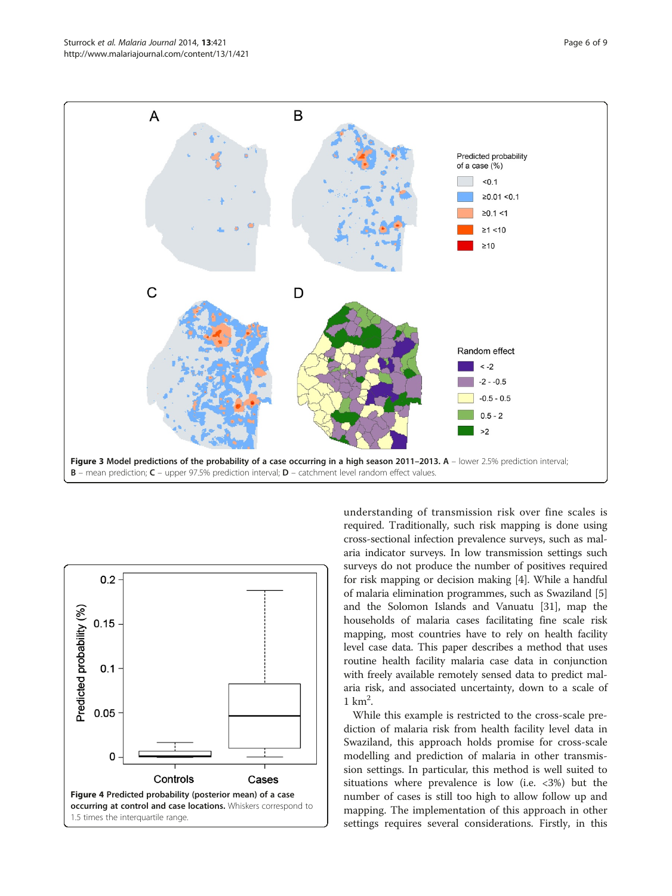**Figure 3 Model predictions of the probability of a case occurring in a high season 2011–2013. A** – lower 2.5% prediction interval; **B** – mean prediction; **C** – upper 97.5% prediction interval; **D** – catchment level random effect values.

**Figure 4 Predicted probability (posterior mean) of a case occurring at control and case locations.** Whiskers correspond to 1.5 times the interquartile range.

understanding of transmission risk over fine scales is required. Traditionally, such risk mapping is done using cross-sectional infection prevalence surveys, such as malaria indicator surveys. In low transmission settings such surveys do not produce the number of positives required for risk mapping or decision making [4]. While a handful of malaria elimination programmes, such as Swaziland [5] and the Solomon Islands and Vanuatu [31], map the households of malaria cases facilitating fine scale risk mapping, most countries have to rely on health facility level case data. This paper describes a method that uses routine health facility malaria case data in conjunction with freely available remotely sensed data to predict malaria risk, and associated uncertainty, down to a scale of 1 $km^2$.

While this example is restricted to the cross-scale prediction of malaria risk from health facility level data in Swaziland, this approach holds promise for cross-scale modelling and prediction of malaria in other transmission settings. In particular, this method is well suited to situations where prevalence is low (i.e. <3%) but the number of cases is still too high to allow follow up and mapping. The implementation of this approach in other settings requires several considerations. Firstly, in this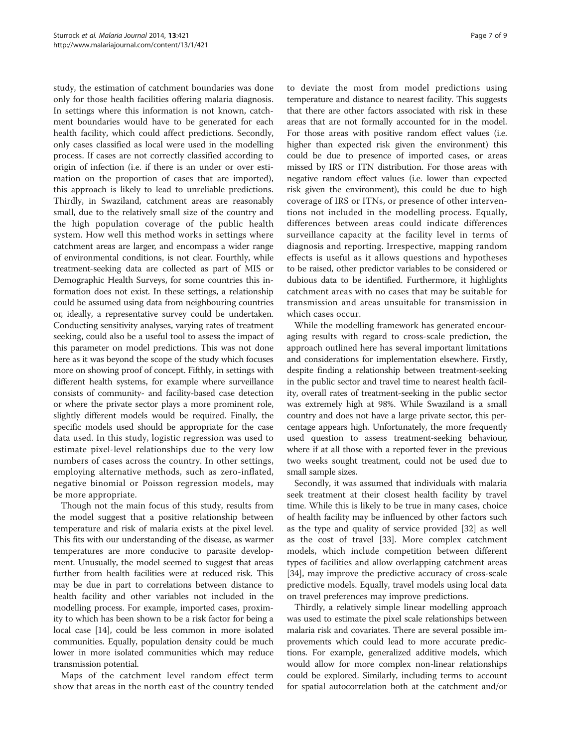study, the estimation of catchment boundaries was done only for those health facilities offering malaria diagnosis. In settings where this information is not known, catchment boundaries would have to be generated for each health facility, which could affect predictions. Secondly, only cases classified as local were used in the modelling process. If cases are not correctly classified according to origin of infection (i.e. if there is an under or over estimation on the proportion of cases that are imported), this approach is likely to lead to unreliable predictions. Thirdly, in Swaziland, catchment areas are reasonably small, due to the relatively small size of the country and the high population coverage of the public health system. How well this method works in settings where catchment areas are larger, and encompass a wider range of environmental conditions, is not clear. Fourthly, while treatment-seeking data are collected as part of MIS or Demographic Health Surveys, for some countries this information does not exist. In these settings, a relationship could be assumed using data from neighbouring countries or, ideally, a representative survey could be undertaken. Conducting sensitivity analyses, varying rates of treatment seeking, could also be a useful tool to assess the impact of this parameter on model predictions. This was not done here as it was beyond the scope of the study which focuses more on showing proof of concept. Fifthly, in settings with different health systems, for example where surveillance consists of community- and facility-based case detection or where the private sector plays a more prominent role, slightly different models would be required. Finally, the specific models used should be appropriate for the case data used. In this study, logistic regression was used to estimate pixel-level relationships due to the very low numbers of cases across the country. In other settings, employing alternative methods, such as zero-inflated, negative binomial or Poisson regression models, may be more appropriate.

Though not the main focus of this study, results from the model suggest that a positive relationship between temperature and risk of malaria exists at the pixel level. This fits with our understanding of the disease, as warmer temperatures are more conducive to parasite development. Unusually, the model seemed to suggest that areas further from health facilities were at reduced risk. This may be due in part to correlations between distance to health facility and other variables not included in the modelling process. For example, imported cases, proximity to which has been shown to be a risk factor for being a local case [14], could be less common in more isolated communities. Equally, population density could be much lower in more isolated communities which may reduce transmission potential.

Maps of the catchment level random effect term show that areas in the north east of the country tended to deviate the most from model predictions using temperature and distance to nearest facility. This suggests that there are other factors associated with risk in these areas that are not formally accounted for in the model. For those areas with positive random effect values (i.e. higher than expected risk given the environment) this could be due to presence of imported cases, or areas missed by IRS or ITN distribution. For those areas with negative random effect values (i.e. lower than expected risk given the environment), this could be due to high coverage of IRS or ITNs, or presence of other interventions not included in the modelling process. Equally, differences between areas could indicate differences surveillance capacity at the facility level in terms of diagnosis and reporting. Irrespective, mapping random effects is useful as it allows questions and hypotheses to be raised, other predictor variables to be considered or dubious data to be identified. Furthermore, it highlights catchment areas with no cases that may be suitable for transmission and areas unsuitable for transmission in which cases occur.

While the modelling framework has generated encouraging results with regard to cross-scale prediction, the approach outlined here has several important limitations and considerations for implementation elsewhere. Firstly, despite finding a relationship between treatment-seeking in the public sector and travel time to nearest health facility, overall rates of treatment-seeking in the public sector was extremely high at 98%. While Swaziland is a small country and does not have a large private sector, this percentage appears high. Unfortunately, the more frequently used question to assess treatment-seeking behaviour, where if at all those with a reported fever in the previous two weeks sought treatment, could not be used due to small sample sizes.

Secondly, it was assumed that individuals with malaria seek treatment at their closest health facility by travel time. While this is likely to be true in many cases, choice of health facility may be influenced by other factors such as the type and quality of service provided [32] as well as the cost of travel [33]. More complex catchment models, which include competition between different types of facilities and allow overlapping catchment areas [34], may improve the predictive accuracy of cross-scale predictive models. Equally, travel models using local data on travel preferences may improve predictions.

Thirdly, a relatively simple linear modelling approach was used to estimate the pixel scale relationships between malaria risk and covariates. There are several possible improvements which could lead to more accurate predictions. For example, generalized additive models, which would allow for more complex non-linear relationships could be explored. Similarly, including terms to account for spatial autocorrelation both at the catchment and/or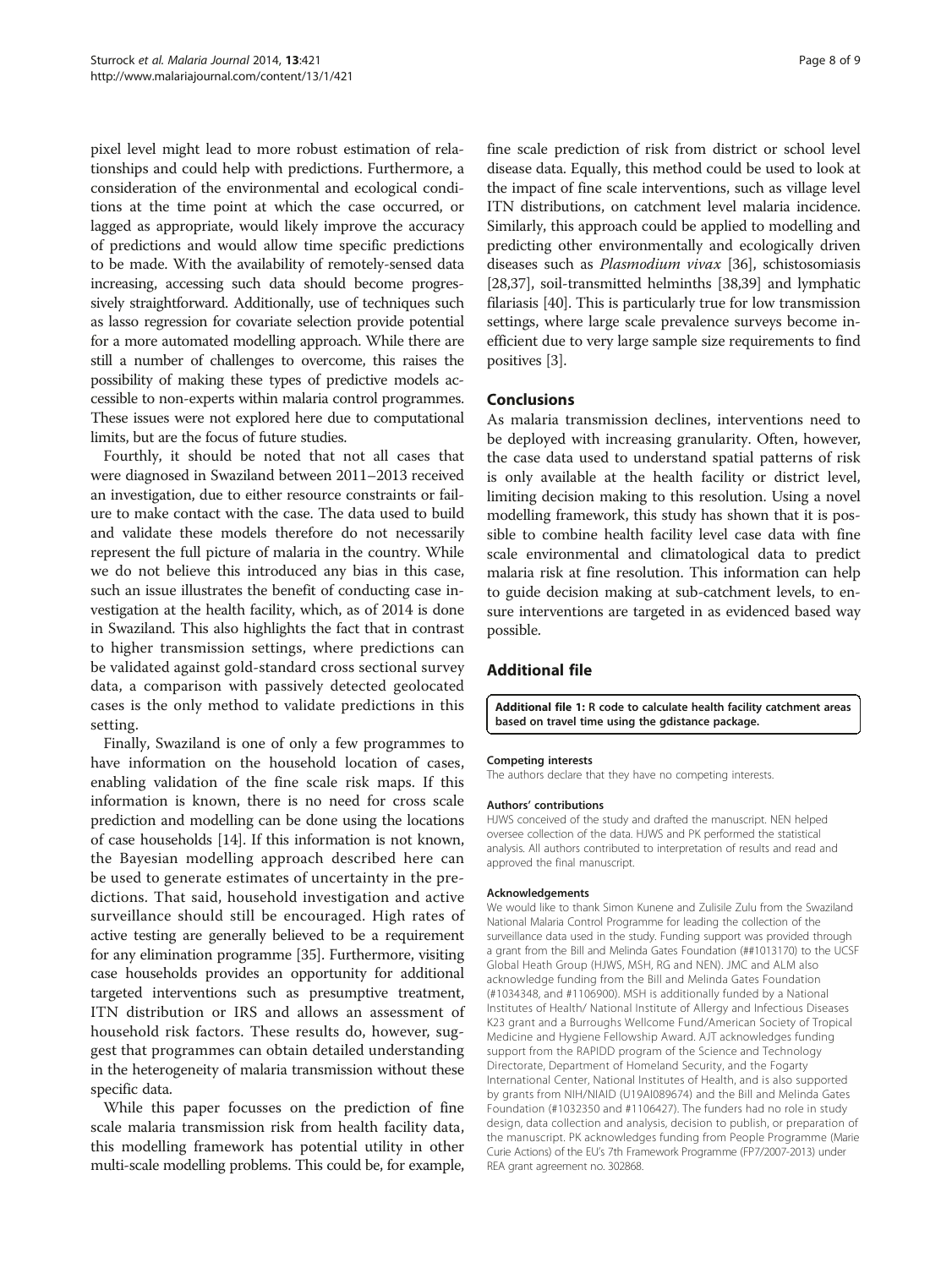pixel level might lead to more robust estimation of relationships and could help with predictions. Furthermore, a consideration of the environmental and ecological conditions at the time point at which the case occurred, or lagged as appropriate, would likely improve the accuracy of predictions and would allow time specific predictions to be made. With the availability of remotely-sensed data increasing, accessing such data should become progressively straightforward. Additionally, use of techniques such as lasso regression for covariate selection provide potential for a more automated modelling approach. While there are still a number of challenges to overcome, this raises the possibility of making these types of predictive models accessible to non-experts within malaria control programmes. These issues were not explored here due to computational limits, but are the focus of future studies.

Fourthly, it should be noted that not all cases that were diagnosed in Swaziland between 2011–2013 received an investigation, due to either resource constraints or failure to make contact with the case. The data used to build and validate these models therefore do not necessarily represent the full picture of malaria in the country. While we do not believe this introduced any bias in this case, such an issue illustrates the benefit of conducting case investigation at the health facility, which, as of 2014 is done in Swaziland. This also highlights the fact that in contrast to higher transmission settings, where predictions can be validated against gold-standard cross sectional survey data, a comparison with passively detected geolocated cases is the only method to validate predictions in this setting.

Finally, Swaziland is one of only a few programmes to have information on the household location of cases, enabling validation of the fine scale risk maps. If this information is known, there is no need for cross scale prediction and modelling can be done using the locations of case households [14]. If this information is not known, the Bayesian modelling approach described here can be used to generate estimates of uncertainty in the predictions. That said, household investigation and active surveillance should still be encouraged. High rates of active testing are generally believed to be a requirement for any elimination programme [35]. Furthermore, visiting case households provides an opportunity for additional targeted interventions such as presumptive treatment, ITN distribution or IRS and allows an assessment of household risk factors. These results do, however, suggest that programmes can obtain detailed understanding in the heterogeneity of malaria transmission without these specific data.

While this paper focusses on the prediction of fine scale malaria transmission risk from health facility data, this modelling framework has potential utility in other multi-scale modelling problems. This could be, for example, fine scale prediction of risk from district or school level disease data. Equally, this method could be used to look at the impact of fine scale interventions, such as village level ITN distributions, on catchment level malaria incidence. Similarly, this approach could be applied to modelling and predicting other environmentally and ecologically driven diseases such as *Plasmodium vivax* [36], schistosomiasis [28,37], soil-transmitted helminths [38,39] and lymphatic filariasis [40]. This is particularly true for low transmission settings, where large scale prevalence surveys become inefficient due to very large sample size requirements to find positives [3].

## Conclusions

As malaria transmission declines, interventions need to be deployed with increasing granularity. Often, however, the case data used to understand spatial patterns of risk is only available at the health facility or district level, limiting decision making to this resolution. Using a novel modelling framework, this study has shown that it is possible to combine health facility level case data with fine scale environmental and climatological data to predict malaria risk at fine resolution. This information can help to guide decision making at sub-catchment levels, to ensure interventions are targeted in as evidenced based way possible.

## Additional file

**Additional file 1: R code to calculate health facility catchment areas based on travel time using the gdistance package.**

#### Competing interests

The authors declare that they have no competing interests.

#### Authors' contributions

HJWS conceived of the study and drafted the manuscript. NEN helped oversee collection of the data. HJWS and PK performed the statistical analysis. All authors contributed to interpretation of results and read and approved the final manuscript.

#### Acknowledgements

We would like to thank Simon Kunene and Zulisile Zulu from the Swaziland National Malaria Control Programme for leading the collection of the surveillance data used in the study. Funding support was provided through a grant from the Bill and Melinda Gates Foundation (##1013170) to the UCSF Global Heath Group (HJWS, MSH, RG and NEN). JMC and ALM also acknowledge funding from the Bill and Melinda Gates Foundation (#1034348, and #1106900). MSH is additionally funded by a National Institutes of Health/ National Institute of Allergy and Infectious Diseases K23 grant and a Burroughs Wellcome Fund/American Society of Tropical Medicine and Hygiene Fellowship Award. AJT acknowledges funding support from the RAPIDD program of the Science and Technology Directorate, Department of Homeland Security, and the Fogarty International Center, National Institutes of Health, and is also supported by grants from NIH/NIAID (U19AI089674) and the Bill and Melinda Gates Foundation (#1032350 and #1106427). The funders had no role in study design, data collection and analysis, decision to publish, or preparation of the manuscript. PK acknowledges funding from People Programme (Marie Curie Actions) of the EU's 7th Framework Programme (FP7/2007-2013) under REA grant agreement no. 302868.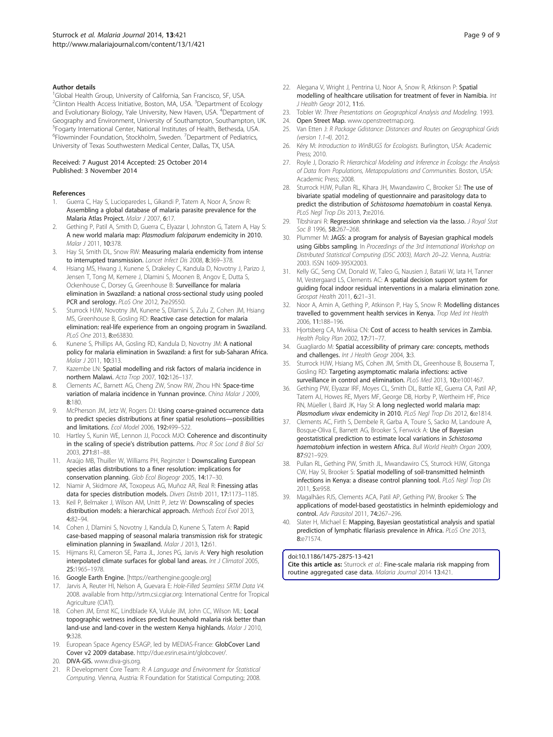#### Author details

[1]Global Health Group, University of California, San Francisco, SF, USA. [2]Clinton Health Access Initiative, Boston, MA, USA. [3]Department of Ecology and Evolutionary Biology, Yale University, New Haven, USA. [4]Department of Geography and Environment, University of Southampton, Southampton, UK. [5]Fogarty International Center, National Institutes of Health, Bethesda, USA. [6]Flowminder Foundation, Stockholm, Sweden. [7]Department of Pediatrics, University of Texas Southwestern Medical Center, Dallas, TX, USA.

Received: 7 August 2014 Accepted: 25 October 2014
Published: 3 November 2014

#### References

1. Guerra C, Hay S, Lucioparedes L, Gikandi P, Tatem A, Noor A, Snow R: **Assembling a global database of malaria parasite prevalence for the Malaria Atlas Project.** *Malar J* 2007, **6:**17.
2. Gething P, Patil A, Smith D, Guerra C, Elyazar I, Johnston G, Tatem A, Hay S: **A new world malaria map: *Plasmodium falciparum* endemicity in 2010.** *Malar J* 2011, **10:**378.
3. Hay SI, Smith DL, Snow RW: **Measuring malaria endemicity from intense to interrupted transmission.** *Lancet Infect Dis* 2008, **8:**369–378.
4. Hsiang MS, Hwang J, Kunene S, Drakeley C, Kandula D, Novotny J, Parizo J, Jensen T, Tong M, Kemere J, Dlamini S, Moonen B, Angov E, Dutta S, Ockenhouse C, Dorsey G, Greenhouse B: **Surveillance for malaria elimination in Swaziland: a national cross-sectional study using pooled PCR and serology.** *PLoS One* 2012, **7:**e29550.
5. Sturrock HJW, Novotny JM, Kunene S, Dlamini S, Zulu Z, Cohen JM, Hsiang MS, Greenhouse B, Gosling RD: **Reactive case detection for malaria elimination: real-life experience from an ongoing program in Swaziland.** *PLoS One* 2013, **8:**e63830.
6. Kunene S, Phillips AA, Gosling RD, Kandula D, Novotny JM: **A national policy for malaria elimination in Swaziland: a first for sub-Saharan Africa.** *Malar J* 2011, **10:**313.
7. Kazembe LN: **Spatial modelling and risk factors of malaria incidence in northern Malawi.** *Acta Trop* 2007, **102:**126–137.
8. Clements AC, Barnett AG, Cheng ZW, Snow RW, Zhou HN: **Space-time variation of malaria incidence in Yunnan province.** *China Malar J* 2009, **8:**180.
9. McPherson JM, Jetz W, Rogers DJ: **Using coarse-grained occurrence data to predict species distributions at finer spatial resolutions—possibilities and limitations.** *Ecol Model* 2006, **192:**499–522.
10. Hartley S, Kunin WE, Lennon JJ, Pocock MJO: **Coherence and discontinuity in the scaling of specie's distribution patterns.** *Proc R Soc Lond B Biol Sci* 2003, **271:**81–88.
11. Araújo MB, Thuiller W, Williams PH, Reginster I: **Downscaling European species atlas distributions to a finer resolution: implications for conservation planning.** *Glob Ecol Biogeogr* 2005, **14:**17–30.
12. Niamir A, Skidmore AK, Toxopeus AG, Muñoz AR, Real R: **Finessing atlas data for species distribution models.** *Divers Distrib* 2011, **17:**1173–1185.
13. Keil P, Belmaker J, Wilson AM, Unitt P, Jetz W: **Downscaling of species distribution models: a hierarchical approach.** *Methods Ecol Evol* 2013, **4:**82–94.
14. Cohen J, Dlamini S, Novotny J, Kandula D, Kunene S, Tatem A: **Rapid case-based mapping of seasonal malaria transmission risk for strategic elimination planning in Swaziland.** *Malar J* 2013, **12:**61.
15. Hijmans RJ, Cameron SE, Parra JL, Jones PG, Jarvis A: **Very high resolution interpolated climate surfaces for global land areas.** *Int J Climatol* 2005, **25:**1965–1978.
16. **Google Earth Engine.** [https://earthengine.google.org]
17. Jarvis A, Reuter HI, Nelson A, Guevara E: *Hole-Filled Seamless SRTM Data V4.* 2008. available from http://srtm.csi.cgiar.org: International Centre for Tropical Agriculture (CIAT).
18. Cohen JM, Ernst KC, Lindblade KA, Vulule JM, John CC, Wilson ML: **Local topographic wetness indices predict household malaria risk better than land-use and land-cover in the western Kenya highlands.** *Malar J* 2010, **9:**328.
19. European Space Agency ESAGP, led by MEDIAS-France: **GlobCover Land Cover v2 2009 database.** http://due.esrin.esa.int/globcover/.
20. **DIVA-GIS.** www.diva-gis.org.
21. R Development Core Team: *R: A Language and Environment for Statistical Computing.* Vienna, Austria: R Foundation for Statistical Computing; 2008.
22. Alegana V, Wright J, Pentrina U, Noor A, Snow R, Atkinson P: **Spatial modelling of healthcare utilisation for treatment of fever in Namibia.** *Int J Health Geogr* 2012, **11:**6.
23. Tobler W: *Three Presentations on Geographical Analysis and Modeling.* 1993.
24. **Open Street Map.** www.openstreetmap.org.
25. Van Etten J: *R Package Gdistance: Distances and Routes on Geographical Grids (version 1.1-4).* 2012.
26. Kéry M: *Introduction to WinBUGS for Ecologists.* Burlington, USA: Academic Press; 2010.
27. Royle J, Dorazio R: *Hierarchical Modeling and Inference in Ecology: the Analysis of Data from Populations, Metapopulations and Communities.* Boston, USA: Academic Press; 2008.
28. Sturrock HJW, Pullan RL, Kihara JH, Mwandawiro C, Brooker SJ: **The use of bivariate spatial modeling of questionnaire and parasitology data to predict the distribution of *Schistosoma haematobium* in coastal Kenya.** *PLoS Negl Trop Dis* 2013, **7:**e2016.
29. Tibshirani R: **Regression shrinkage and selection via the lasso.** *J Royal Stat Soc B* 1996, **58:**267–268.
30. Plummer M: **JAGS: a program for analysis of Bayesian graphical models using Gibbs sampling**. In *Proceedings of the 3rd International Workshop on Distributed Statistical Computing (DSC 2003), March 20–22.* Vienna, Austria: 2003. ISSN 1609-395X2003.
31. Kelly GC, Seng CM, Donald W, Taleo G, Nausien J, Batarii W, Iata H, Tanner M, Vestergaard LS, Clements AC: **A spatial decision support system for guiding focal indoor residual interventions in a malaria elimination zone.** *Geospat Health* 2011, **6:**21–31.
32. Noor A, Amin A, Gething P, Atkinson P, Hay S, Snow R: **Modelling distances travelled to government health services in Kenya.** *Trop Med Int Health* 2006, **11:**188–196.
33. Hjortsberg CA, Mwikisa CN: **Cost of access to health services in Zambia.** *Health Policy Plan* 2002, **17:**71–77.
34. Guagliardo M: **Spatial accessibility of primary care: concepts, methods and challenges.** *Int J Health Geogr* 2004, **3:**3.
35. Sturrock HJW, Hsiang MS, Cohen JM, Smith DL, Greenhouse B, Bousema T, Gosling RD: **Targeting asymptomatic malaria infections: active surveillance in control and elimination.** *PLoS Med* 2013, **10:**e1001467.
36. Gething PW, Elyazar IRF, Moyes CL, Smith DL, Battle KE, Guerra CA, Patil AP, Tatem AJ, Howes RE, Myers MF, George DB, Horby P, Wertheim HF, Price RN, Müeller I, Baird JK, Hay SI: **A long neglected world malaria map: *Plasmodium vivax* endemicity in 2010.** *PLoS Negl Trop Dis* 2012, **6:**e1814.
37. Clements AC, Firth S, Dembele R, Garba A, Toure S, Sacko M, Landoure A, Bosque-Oliva E, Barnett AG, Brooker S, Fenwick A: **Use of Bayesian geostatistical prediction to estimate local variations in *Schistosoma haematobium* infection in western Africa.** *Bull World Health Organ* 2009, **87:**921–929.
38. Pullan RL, Gething PW, Smith JL, Mwandawiro CS, Sturrock HJW, Gitonga CW, Hay SI, Brooker S: **Spatial modelling of soil-transmitted helminth infections in Kenya: a disease control planning tool.** *PLoS Negl Trop Dis* 2011, **5:**e958.
39. Magalhães RJS, Clements ACA, Patil AP, Gething PW, Brooker S: **The applications of model-based geostatistics in helminth epidemiology and control.** *Adv Parasitol* 2011, **74:**267–296.
40. Slater H, Michael E: **Mapping, Bayesian geostatistical analysis and spatial prediction of lymphatic filariasis prevalence in Africa.** *PLoS One* 2013, **8:**e71574.

doi:10.1186/1475-2875-13-421
**Cite this article as:** Sturrock *et al.*: Fine-scale malaria risk mapping from routine aggregated case data. *Malaria Journal* 2014 **13**:421.